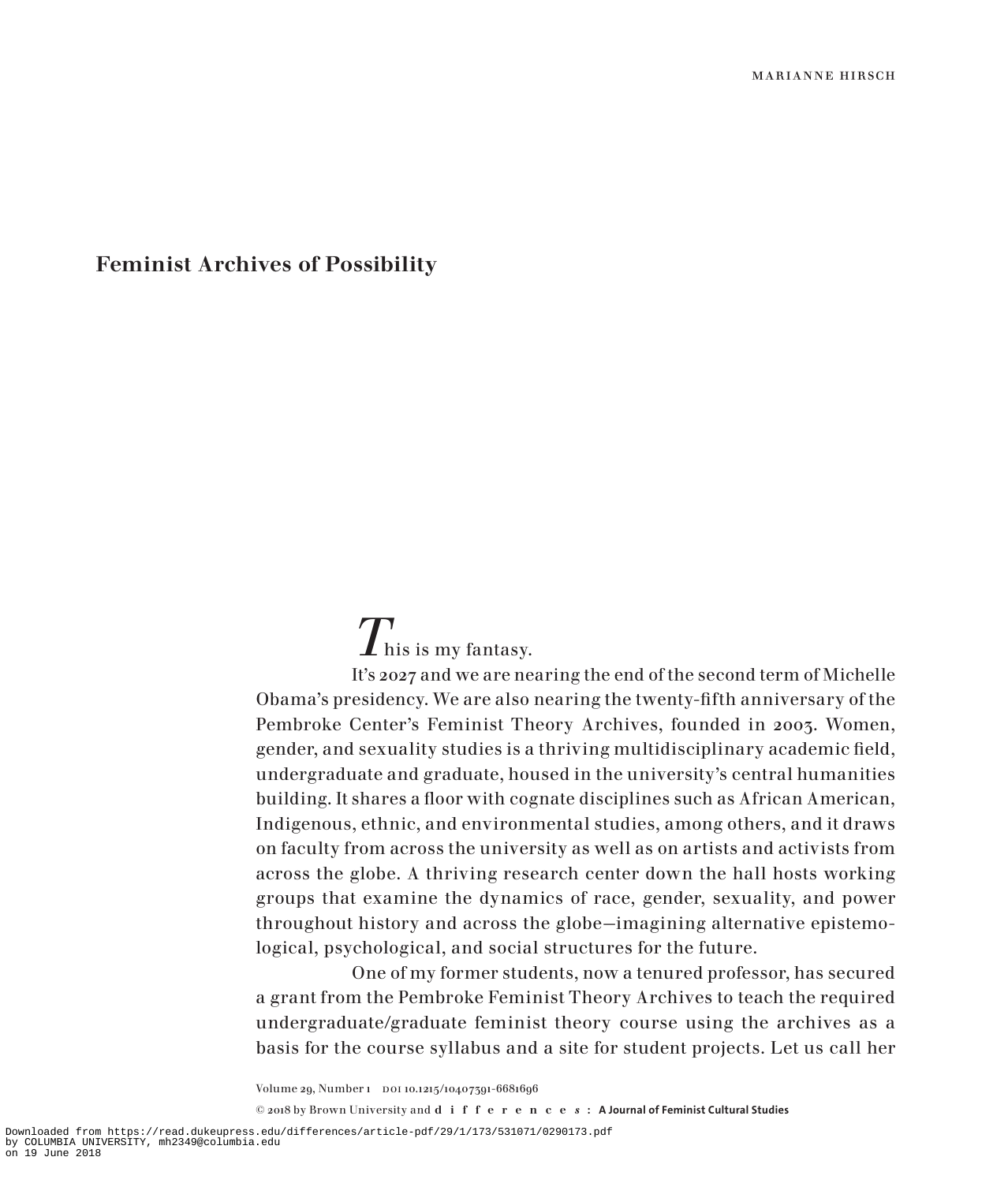MARIANNE HIRSCH

# Feminist Archives of Possibility

This is my fantasy.

It's 2027 and we are nearing the end of the second term of Michelle Obama's presidency. We are also nearing the twenty-fifth anniversary of the Pembroke Center's Feminist Theory Archives, founded in 2003. Women, gender, and sexuality studies is a thriving multidisciplinary academic field, undergraduate and graduate, housed in the university's central humanities building. It shares a floor with cognate disciplines such as African American, Indigenous, ethnic, and environmental studies, among others, and it draws on faculty from across the university as well as on artists and activists from across the globe. A thriving research center down the hall hosts working groups that examine the dynamics of race, gender, sexuality, and power throughout history and across the globe—imagining alternative epistemological, psychological, and social structures for the future.

One of my former students, now a tenured professor, has secured a grant from the Pembroke Feminist Theory Archives to teach the required undergraduate/graduate feminist theory course using the archives as a basis for the course syllabus and a site for student projects. Let us call her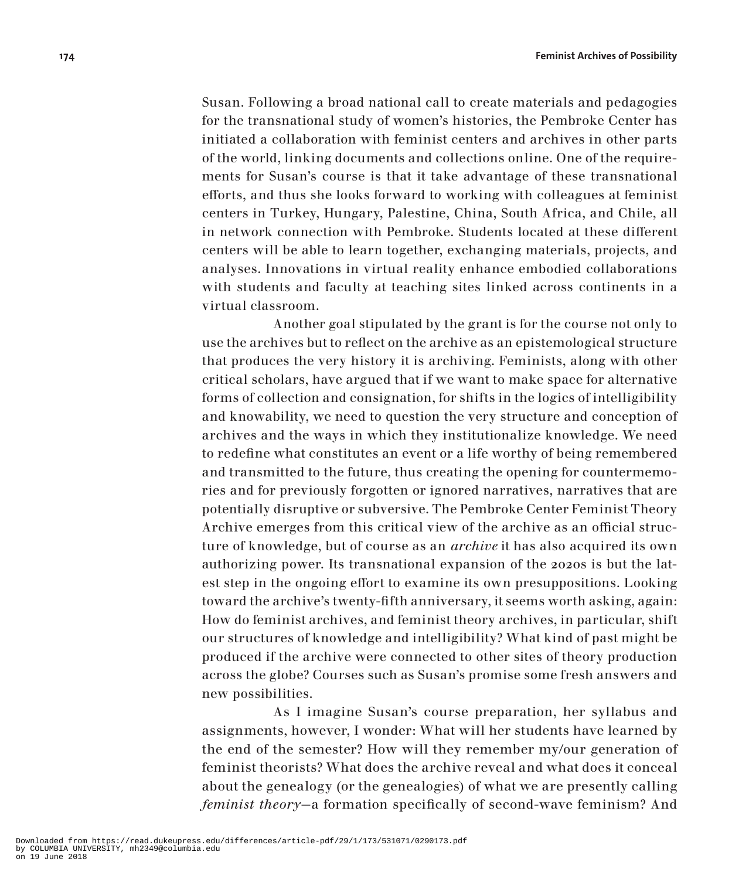Susan. Following a broad national call to create materials and pedagogies for the transnational study of women's histories, the Pembroke Center has initiated a collaboration with feminist centers and archives in other parts of the world, linking documents and collections online. One of the requirements for Susan's course is that it take advantage of these transnational efforts, and thus she looks forward to working with colleagues at feminist centers in Turkey, Hungary, Palestine, China, South Africa, and Chile, all in network connection with Pembroke. Students located at these different centers will be able to learn together, exchanging materials, projects, and analyses. Innovations in virtual reality enhance embodied collaborations with students and faculty at teaching sites linked across continents in a virtual classroom.

Another goal stipulated by the grant is for the course not only to use the archives but to reflect on the archive as an epistemological structure that produces the very history it is archiving. Feminists, along with other critical scholars, have argued that if we want to make space for alternative forms of collection and consignation, for shifts in the logics of intelligibility and knowability, we need to question the very structure and conception of archives and the ways in which they institutionalize knowledge. We need to redefine what constitutes an event or a life worthy of being remembered and transmitted to the future, thus creating the opening for countermemories and for previously forgotten or ignored narratives, narratives that are potentially disruptive or subversive. The Pembroke Center Feminist Theory Archive emerges from this critical view of the archive as an official structure of knowledge, but of course as an *archive* it has also acquired its own authorizing power. Its transnational expansion of the 2020s is but the latest step in the ongoing effort to examine its own presuppositions. Looking toward the archive's twenty-fifth anniversary, it seems worth asking, again: How do feminist archives, and feminist theory archives, in particular, shift our structures of knowledge and intelligibility? What kind of past might be produced if the archive were connected to other sites of theory production across the globe? Courses such as Susan's promise some fresh answers and new possibilities.

As I imagine Susan's course preparation, her syllabus and assignments, however, I wonder: What will her students have learned by the end of the semester? How will they remember my/our generation of feminist theorists? What does the archive reveal and what does it conceal about the genealogy (or the genealogies) of what we are presently calling *feminist theory*—a formation specifically of second-wave feminism? And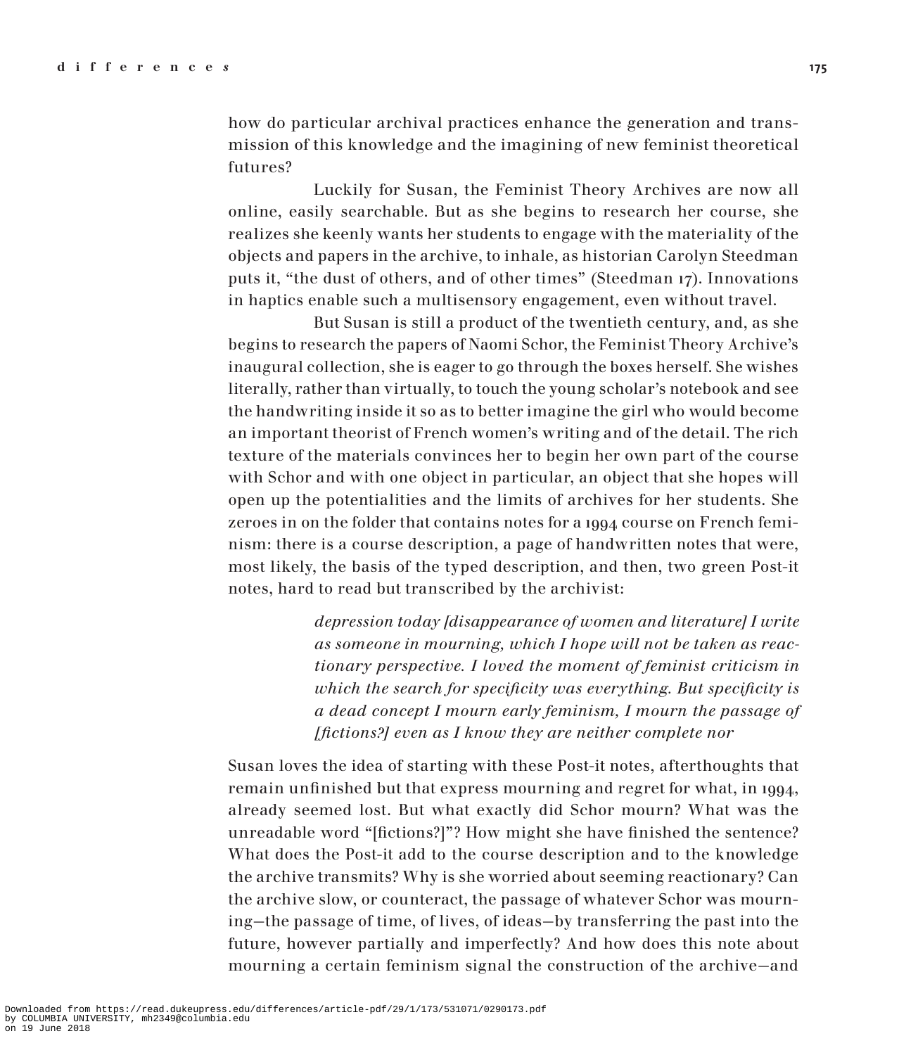how do particular archival practices enhance the generation and transmission of this knowledge and the imagining of new feminist theoretical futures?

Luckily for Susan, the Feminist Theory Archives are now all online, easily searchable. But as she begins to research her course, she realizes she keenly wants her students to engage with the materiality of the objects and papers in the archive, to inhale, as historian Carolyn Steedman puts it, "the dust of others, and of other times" (Steedman 17). Innovations in haptics enable such a multisensory engagement, even without travel.

But Susan is still a product of the twentieth century, and, as she begins to research the papers of Naomi Schor, the Feminist Theory Archive's inaugural collection, she is eager to go through the boxes herself. She wishes literally, rather than virtually, to touch the young scholar's notebook and see the handwriting inside it so as to better imagine the girl who would become an important theorist of French women's writing and of the detail. The rich texture of the materials convinces her to begin her own part of the course with Schor and with one object in particular, an object that she hopes will open up the potentialities and the limits of archives for her students. She zeroes in on the folder that contains notes for a 1994 course on French feminism: there is a course description, a page of handwritten notes that were, most likely, the basis of the typed description, and then, two green Post-it notes, hard to read but transcribed by the archivist:

> *depression today [disappearance of women and literature] I write as someone in mourning, which I hope will not be taken as reactionary perspective. I loved the moment of feminist criticism in which the search for specificity was everything. But specificity is a dead concept I mourn early feminism, I mourn the passage of [fictions?] even as I know they are neither complete nor*

Susan loves the idea of starting with these Post-it notes, afterthoughts that remain unfinished but that express mourning and regret for what, in 1994, already seemed lost. But what exactly did Schor mourn? What was the unreadable word "[fictions?]"? How might she have finished the sentence? What does the Post-it add to the course description and to the knowledge the archive transmits? Why is she worried about seeming reactionary? Can the archive slow, or counteract, the passage of whatever Schor was mourning—the passage of time, of lives, of ideas—by transferring the past into the future, however partially and imperfectly? And how does this note about mourning a certain feminism signal the construction of the archive—and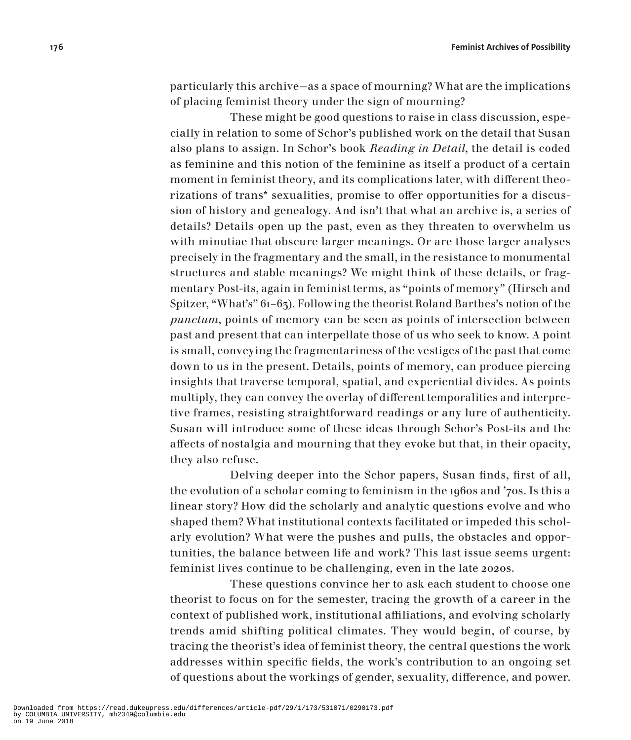particularly this archive—as a space of mourning? What are the implications of placing feminist theory under the sign of mourning?

These might be good questions to raise in class discussion, especially in relation to some of Schor's published work on the detail that Susan also plans to assign. In Schor's book *Reading in Detail*, the detail is coded as feminine and this notion of the feminine as itself a product of a certain moment in feminist theory, and its complications later, with different theorizations of trans* sexualities, promise to offer opportunities for a discussion of history and genealogy. And isn't that what an archive is, a series of details? Details open up the past, even as they threaten to overwhelm us with minutiae that obscure larger meanings. Or are those larger analyses precisely in the fragmentary and the small, in the resistance to monumental structures and stable meanings? We might think of these details, or fragmentary Post-its, again in feminist terms, as "points of memory" (Hirsch and Spitzer, "What's" 61–63). Following the theorist Roland Barthes's notion of the *punctum*, points of memory can be seen as points of intersection between past and present that can interpellate those of us who seek to know. A point is small, conveying the fragmentariness of the vestiges of the past that come down to us in the present. Details, points of memory, can produce piercing insights that traverse temporal, spatial, and experiential divides. As points multiply, they can convey the overlay of different temporalities and interpretive frames, resisting straightforward readings or any lure of authenticity. Susan will introduce some of these ideas through Schor's Post-its and the affects of nostalgia and mourning that they evoke but that, in their opacity, they also refuse.

Delving deeper into the Schor papers, Susan finds, first of all, the evolution of a scholar coming to feminism in the 1960s and '70s. Is this a linear story? How did the scholarly and analytic questions evolve and who shaped them? What institutional contexts facilitated or impeded this scholarly evolution? What were the pushes and pulls, the obstacles and opportunities, the balance between life and work? This last issue seems urgent: feminist lives continue to be challenging, even in the late 2020s.

These questions convince her to ask each student to choose one theorist to focus on for the semester, tracing the growth of a career in the context of published work, institutional affiliations, and evolving scholarly trends amid shifting political climates. They would begin, of course, by tracing the theorist's idea of feminist theory, the central questions the work addresses within specific fields, the work's contribution to an ongoing set of questions about the workings of gender, sexuality, difference, and power.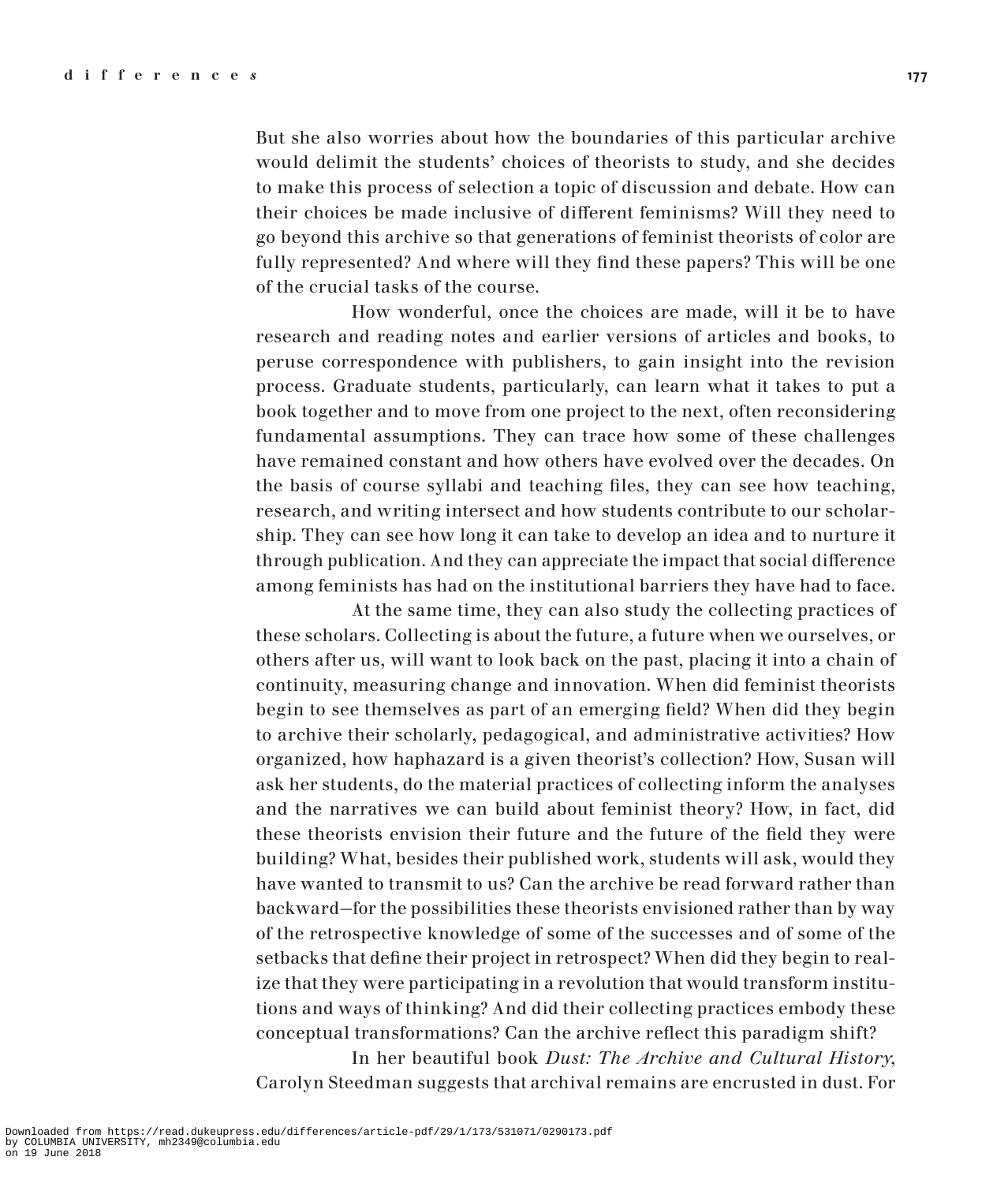But she also worries about how the boundaries of this particular archive would delimit the students' choices of theorists to study, and she decides to make this process of selection a topic of discussion and debate. How can their choices be made inclusive of different feminisms? Will they need to go beyond this archive so that generations of feminist theorists of color are fully represented? And where will they find these papers? This will be one of the crucial tasks of the course.

How wonderful, once the choices are made, will it be to have research and reading notes and earlier versions of articles and books, to peruse correspondence with publishers, to gain insight into the revision process. Graduate students, particularly, can learn what it takes to put a book together and to move from one project to the next, often reconsidering fundamental assumptions. They can trace how some of these challenges have remained constant and how others have evolved over the decades. On the basis of course syllabi and teaching files, they can see how teaching, research, and writing intersect and how students contribute to our scholarship. They can see how long it can take to develop an idea and to nurture it through publication. And they can appreciate the impact that social difference among feminists has had on the institutional barriers they have had to face.

At the same time, they can also study the collecting practices of these scholars. Collecting is about the future, a future when we ourselves, or others after us, will want to look back on the past, placing it into a chain of continuity, measuring change and innovation. When did feminist theorists begin to see themselves as part of an emerging field? When did they begin to archive their scholarly, pedagogical, and administrative activities? How organized, how haphazard is a given theorist's collection? How, Susan will ask her students, do the material practices of collecting inform the analyses and the narratives we can build about feminist theory? How, in fact, did these theorists envision their future and the future of the field they were building? What, besides their published work, students will ask, would they have wanted to transmit to us? Can the archive be read forward rather than backward—for the possibilities these theorists envisioned rather than by way of the retrospective knowledge of some of the successes and of some of the setbacks that define their project in retrospect? When did they begin to realize that they were participating in a revolution that would transform institutions and ways of thinking? And did their collecting practices embody these conceptual transformations? Can the archive reflect this paradigm shift?

In her beautiful book *Dust: The Archive and Cultural History*, Carolyn Steedman suggests that archival remains are encrusted in dust. For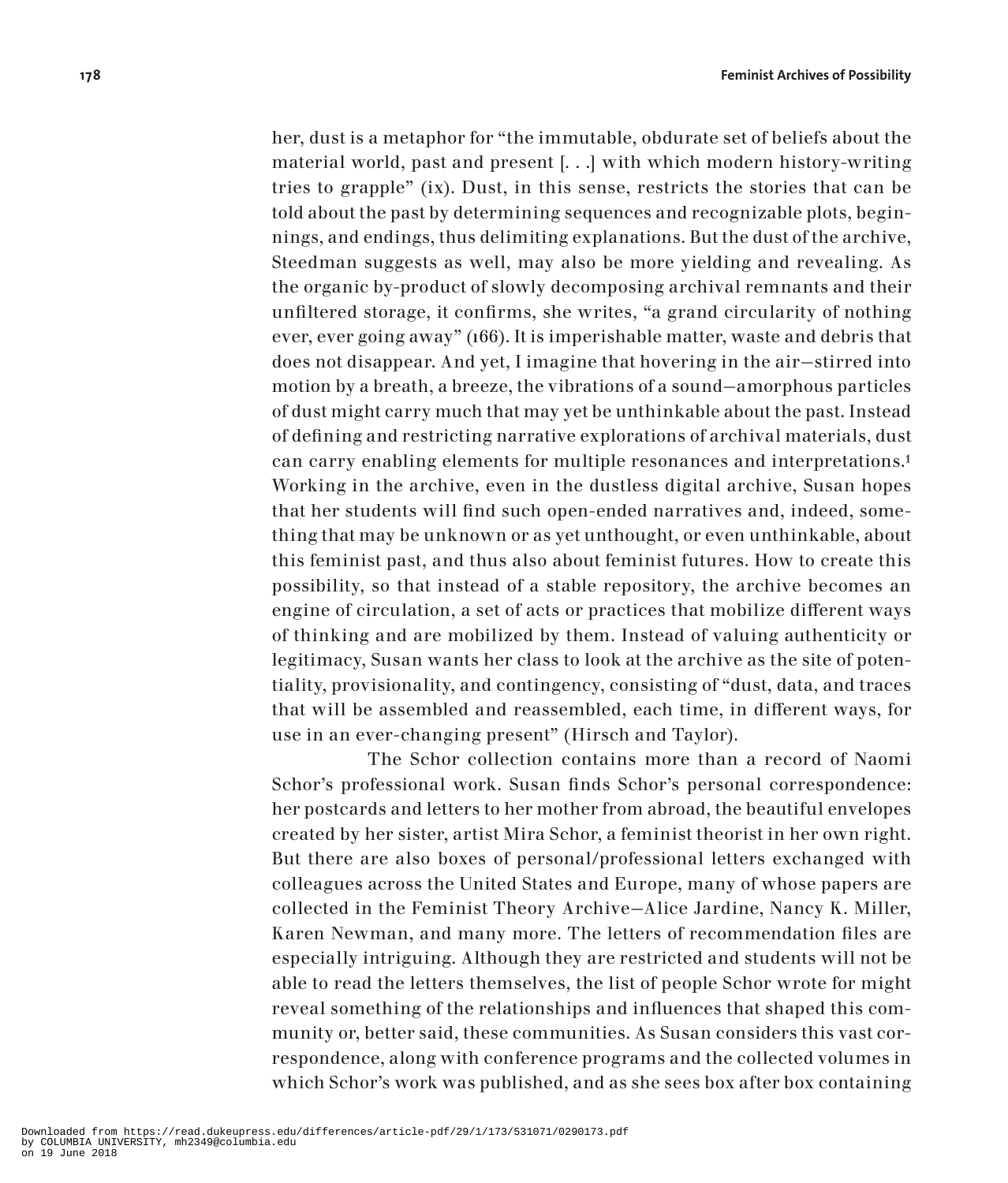her, dust is a metaphor for "the immutable, obdurate set of beliefs about the material world, past and present [. . .] with which modern history-writing tries to grapple" (ix). Dust, in this sense, restricts the stories that can be told about the past by determining sequences and recognizable plots, beginnings, and endings, thus delimiting explanations. But the dust of the archive, Steedman suggests as well, may also be more yielding and revealing. As the organic by-product of slowly decomposing archival remnants and their unfiltered storage, it confirms, she writes, "a grand circularity of nothing ever, ever going away" (166). It is imperishable matter, waste and debris that does not disappear. And yet, I imagine that hovering in the air—stirred into motion by a breath, a breeze, the vibrations of a sound—amorphous particles of dust might carry much that may yet be unthinkable about the past. Instead of defining and restricting narrative explorations of archival materials, dust can carry enabling elements for multiple resonances and interpretations.[1] Working in the archive, even in the dustless digital archive, Susan hopes that her students will find such open-ended narratives and, indeed, something that may be unknown or as yet unthought, or even unthinkable, about this feminist past, and thus also about feminist futures. How to create this possibility, so that instead of a stable repository, the archive becomes an engine of circulation, a set of acts or practices that mobilize different ways of thinking and are mobilized by them. Instead of valuing authenticity or legitimacy, Susan wants her class to look at the archive as the site of potentiality, provisionality, and contingency, consisting of "dust, data, and traces that will be assembled and reassembled, each time, in different ways, for use in an ever-changing present" (Hirsch and Taylor).

The Schor collection contains more than a record of Naomi Schor's professional work. Susan finds Schor's personal correspondence: her postcards and letters to her mother from abroad, the beautiful envelopes created by her sister, artist Mira Schor, a feminist theorist in her own right. But there are also boxes of personal/professional letters exchanged with colleagues across the United States and Europe, many of whose papers are collected in the Feminist Theory Archive—Alice Jardine, Nancy K. Miller, Karen Newman, and many more. The letters of recommendation files are especially intriguing. Although they are restricted and students will not be able to read the letters themselves, the list of people Schor wrote for might reveal something of the relationships and influences that shaped this community or, better said, these communities. As Susan considers this vast correspondence, along with conference programs and the collected volumes in which Schor's work was published, and as she sees box after box containing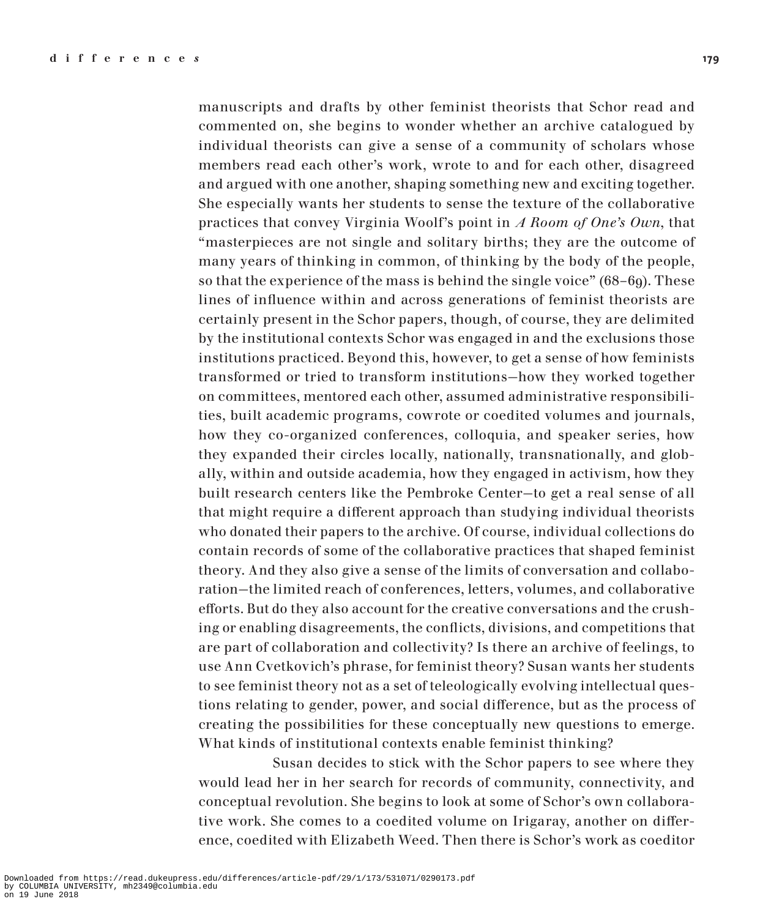manuscripts and drafts by other feminist theorists that Schor read and commented on, she begins to wonder whether an archive catalogued by individual theorists can give a sense of a community of scholars whose members read each other's work, wrote to and for each other, disagreed and argued with one another, shaping something new and exciting together. She especially wants her students to sense the texture of the collaborative practices that convey Virginia Woolf's point in *A Room of One's Own*, that "masterpieces are not single and solitary births; they are the outcome of many years of thinking in common, of thinking by the body of the people, so that the experience of the mass is behind the single voice" (68–69). These lines of influence within and across generations of feminist theorists are certainly present in the Schor papers, though, of course, they are delimited by the institutional contexts Schor was engaged in and the exclusions those institutions practiced. Beyond this, however, to get a sense of how feminists transformed or tried to transform institutions—how they worked together on committees, mentored each other, assumed administrative responsibilities, built academic programs, cowrote or coedited volumes and journals, how they co-organized conferences, colloquia, and speaker series, how they expanded their circles locally, nationally, transnationally, and globally, within and outside academia, how they engaged in activism, how they built research centers like the Pembroke Center—to get a real sense of all that might require a different approach than studying individual theorists who donated their papers to the archive. Of course, individual collections do contain records of some of the collaborative practices that shaped feminist theory. And they also give a sense of the limits of conversation and collaboration—the limited reach of conferences, letters, volumes, and collaborative efforts. But do they also account for the creative conversations and the crushing or enabling disagreements, the conflicts, divisions, and competitions that are part of collaboration and collectivity? Is there an archive of feelings, to use Ann Cvetkovich's phrase, for feminist theory? Susan wants her students to see feminist theory not as a set of teleologically evolving intellectual questions relating to gender, power, and social difference, but as the process of creating the possibilities for these conceptually new questions to emerge. What kinds of institutional contexts enable feminist thinking?

Susan decides to stick with the Schor papers to see where they would lead her in her search for records of community, connectivity, and conceptual revolution. She begins to look at some of Schor's own collaborative work. She comes to a coedited volume on Irigaray, another on difference, coedited with Elizabeth Weed. Then there is Schor's work as coeditor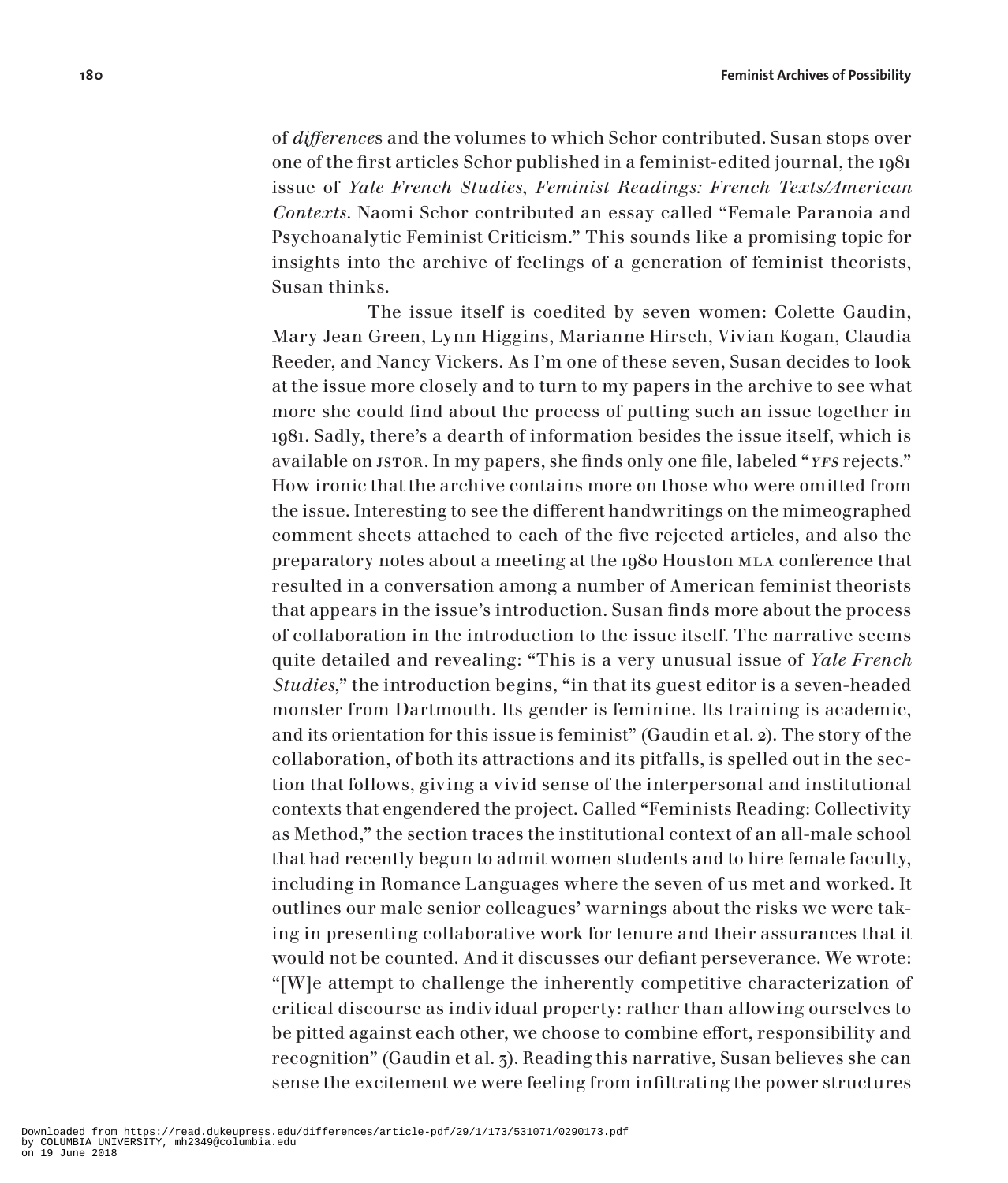of *differences* and the volumes to which Schor contributed. Susan stops over one of the first articles Schor published in a feminist-edited journal, the 1981 issue of *Yale French Studies*, *Feminist Readings: French Texts/American Contexts*. Naomi Schor contributed an essay called "Female Paranoia and Psychoanalytic Feminist Criticism." This sounds like a promising topic for insights into the archive of feelings of a generation of feminist theorists, Susan thinks.

The issue itself is coedited by seven women: Colette Gaudin, Mary Jean Green, Lynn Higgins, Marianne Hirsch, Vivian Kogan, Claudia Reeder, and Nancy Vickers. As I'm one of these seven, Susan decides to look at the issue more closely and to turn to my papers in the archive to see what more she could find about the process of putting such an issue together in 1981. Sadly, there's a dearth of information besides the issue itself, which is available on JSTOR. In my papers, she finds only one file, labeled "*YFS* rejects." How ironic that the archive contains more on those who were omitted from the issue. Interesting to see the different handwritings on the mimeographed comment sheets attached to each of the five rejected articles, and also the preparatory notes about a meeting at the 1980 Houston MLA conference that resulted in a conversation among a number of American feminist theorists that appears in the issue's introduction. Susan finds more about the process of collaboration in the introduction to the issue itself. The narrative seems quite detailed and revealing: "This is a very unusual issue of *Yale French Studies*," the introduction begins, "in that its guest editor is a seven-headed monster from Dartmouth. Its gender is feminine. Its training is academic, and its orientation for this issue is feminist" (Gaudin et al. 2). The story of the collaboration, of both its attractions and its pitfalls, is spelled out in the section that follows, giving a vivid sense of the interpersonal and institutional contexts that engendered the project. Called "Feminists Reading: Collectivity as Method," the section traces the institutional context of an all-male school that had recently begun to admit women students and to hire female faculty, including in Romance Languages where the seven of us met and worked. It outlines our male senior colleagues' warnings about the risks we were taking in presenting collaborative work for tenure and their assurances that it would not be counted. And it discusses our defiant perseverance. We wrote: "[W]e attempt to challenge the inherently competitive characterization of critical discourse as individual property: rather than allowing ourselves to be pitted against each other, we choose to combine effort, responsibility and recognition" (Gaudin et al. 3). Reading this narrative, Susan believes she can sense the excitement we were feeling from infiltrating the power structures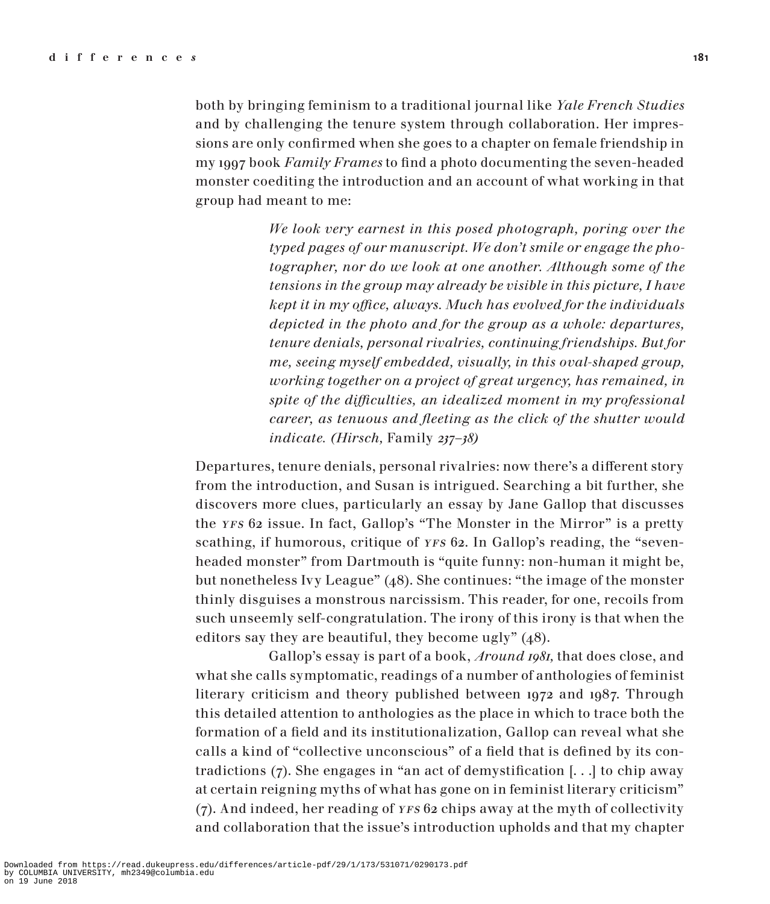both by bringing feminism to a traditional journal like *Yale French Studies* and by challenging the tenure system through collaboration. Her impressions are only confirmed when she goes to a chapter on female friendship in my 1997 book *Family Frames* to find a photo documenting the seven-headed monster coediting the introduction and an account of what working in that group had meant to me:

> *We look very earnest in this posed photograph, poring over the typed pages of our manuscript. We don't smile or engage the photographer, nor do we look at one another. Although some of the tensions in the group may already be visible in this picture, I have kept it in my office, always. Much has evolved for the individuals depicted in the photo and for the group as a whole: departures, tenure denials, personal rivalries, continuing friendships. But for me, seeing myself embedded, visually, in this oval-shaped group, working together on a project of great urgency, has remained, in spite of the difficulties, an idealized moment in my professional career, as tenuous and fleeting as the click of the shutter would indicate. (Hirsch,* Family *237–38)*

Departures, tenure denials, personal rivalries: now there's a different story from the introduction, and Susan is intrigued. Searching a bit further, she discovers more clues, particularly an essay by Jane Gallop that discusses the *YFS* 62 issue. In fact, Gallop's "The Monster in the Mirror" is a pretty scathing, if humorous, critique of *YFS* 62. In Gallop's reading, the "seven-headed monster" from Dartmouth is "quite funny: non-human it might be, but nonetheless Ivy League" (48). She continues: "the image of the monster thinly disguises a monstrous narcissism. This reader, for one, recoils from such unseemly self-congratulation. The irony of this irony is that when the editors say they are beautiful, they become ugly" (48).

Gallop's essay is part of a book, *Around 1981,* that does close, and what she calls symptomatic, readings of a number of anthologies of feminist literary criticism and theory published between 1972 and 1987. Through this detailed attention to anthologies as the place in which to trace both the formation of a field and its institutionalization, Gallop can reveal what she calls a kind of "collective unconscious" of a field that is defined by its contradictions (7). She engages in "an act of demystification [. . .] to chip away at certain reigning myths of what has gone on in feminist literary criticism" (7). And indeed, her reading of *YFS* 62 chips away at the myth of collectivity and collaboration that the issue's introduction upholds and that my chapter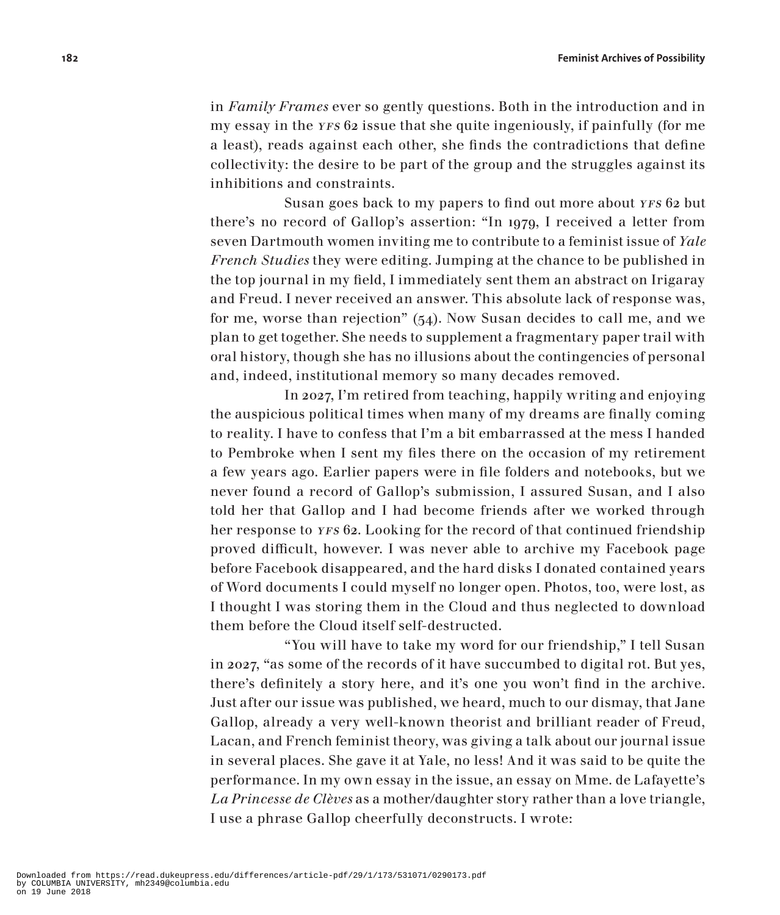in *Family Frames* ever so gently questions. Both in the introduction and in my essay in the *YFS* 62 issue that she quite ingeniously, if painfully (for me a least), reads against each other, she finds the contradictions that define collectivity: the desire to be part of the group and the struggles against its inhibitions and constraints.

Susan goes back to my papers to find out more about *YFS* 62 but there's no record of Gallop's assertion: "In 1979, I received a letter from seven Dartmouth women inviting me to contribute to a feminist issue of *Yale French Studies* they were editing. Jumping at the chance to be published in the top journal in my field, I immediately sent them an abstract on Irigaray and Freud. I never received an answer. This absolute lack of response was, for me, worse than rejection" (54). Now Susan decides to call me, and we plan to get together. She needs to supplement a fragmentary paper trail with oral history, though she has no illusions about the contingencies of personal and, indeed, institutional memory so many decades removed.

In 2027, I'm retired from teaching, happily writing and enjoying the auspicious political times when many of my dreams are finally coming to reality. I have to confess that I'm a bit embarrassed at the mess I handed to Pembroke when I sent my files there on the occasion of my retirement a few years ago. Earlier papers were in file folders and notebooks, but we never found a record of Gallop's submission, I assured Susan, and I also told her that Gallop and I had become friends after we worked through her response to *YFS* 62. Looking for the record of that continued friendship proved difficult, however. I was never able to archive my Facebook page before Facebook disappeared, and the hard disks I donated contained years of Word documents I could myself no longer open. Photos, too, were lost, as I thought I was storing them in the Cloud and thus neglected to download them before the Cloud itself self-destructed.

"You will have to take my word for our friendship," I tell Susan in 2027, "as some of the records of it have succumbed to digital rot. But yes, there's definitely a story here, and it's one you won't find in the archive. Just after our issue was published, we heard, much to our dismay, that Jane Gallop, already a very well-known theorist and brilliant reader of Freud, Lacan, and French feminist theory, was giving a talk about our journal issue in several places. She gave it at Yale, no less! And it was said to be quite the performance. In my own essay in the issue, an essay on Mme. de Lafayette's *La Princesse de Clèves* as a mother/daughter story rather than a love triangle, I use a phrase Gallop cheerfully deconstructs. I wrote: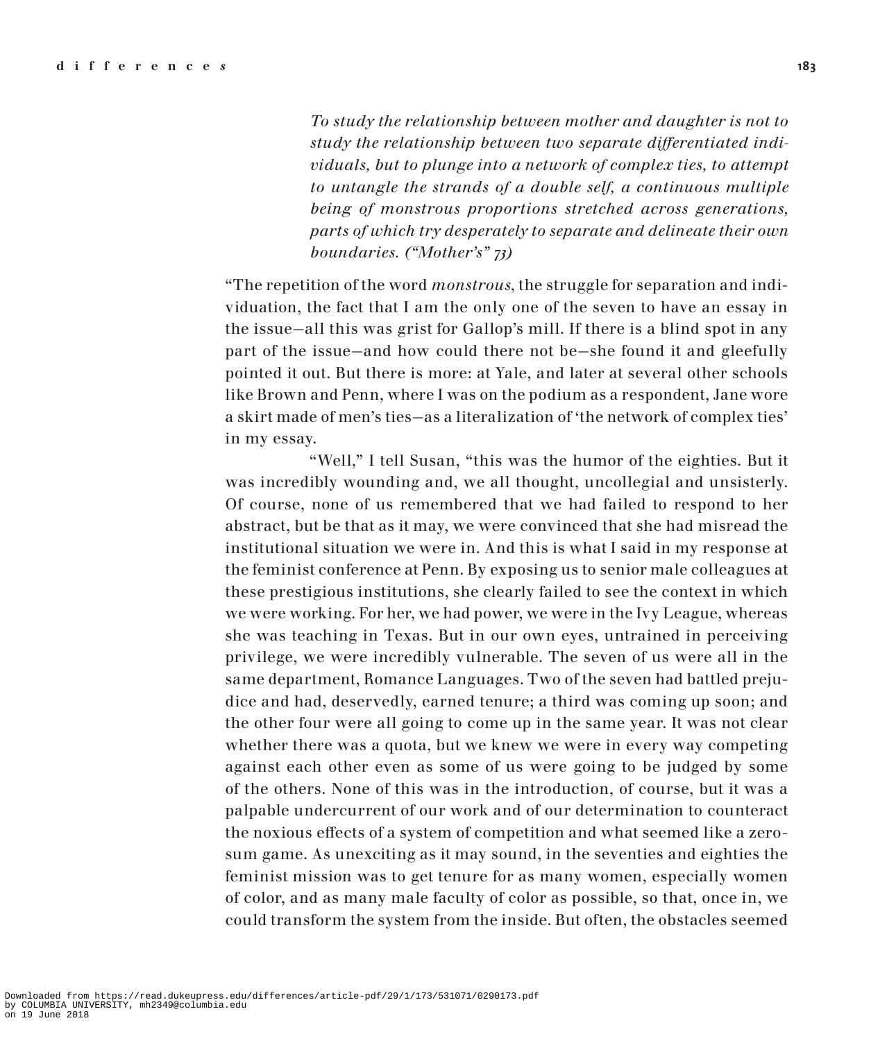> *To study the relationship between mother and daughter is not to study the relationship between two separate differentiated individuals, but to plunge into a network of complex ties, to attempt to untangle the strands of a double self, a continuous multiple being of monstrous proportions stretched across generations, parts of which try desperately to separate and delineate their own boundaries. ("Mother's" 73)*

"The repetition of the word *monstrous*, the struggle for separation and individuation, the fact that I am the only one of the seven to have an essay in the issue—all this was grist for Gallop's mill. If there is a blind spot in any part of the issue—and how could there not be—she found it and gleefully pointed it out. But there is more: at Yale, and later at several other schools like Brown and Penn, where I was on the podium as a respondent, Jane wore a skirt made of men's ties—as a literalization of 'the network of complex ties' in my essay.

"Well," I tell Susan, "this was the humor of the eighties. But it was incredibly wounding and, we all thought, uncollegial and unsisterly. Of course, none of us remembered that we had failed to respond to her abstract, but be that as it may, we were convinced that she had misread the institutional situation we were in. And this is what I said in my response at the feminist conference at Penn. By exposing us to senior male colleagues at these prestigious institutions, she clearly failed to see the context in which we were working. For her, we had power, we were in the Ivy League, whereas she was teaching in Texas. But in our own eyes, untrained in perceiving privilege, we were incredibly vulnerable. The seven of us were all in the same department, Romance Languages. Two of the seven had battled prejudice and had, deservedly, earned tenure; a third was coming up soon; and the other four were all going to come up in the same year. It was not clear whether there was a quota, but we knew we were in every way competing against each other even as some of us were going to be judged by some of the others. None of this was in the introduction, of course, but it was a palpable undercurrent of our work and of our determination to counteract the noxious effects of a system of competition and what seemed like a zero-sum game. As unexciting as it may sound, in the seventies and eighties the feminist mission was to get tenure for as many women, especially women of color, and as many male faculty of color as possible, so that, once in, we could transform the system from the inside. But often, the obstacles seemed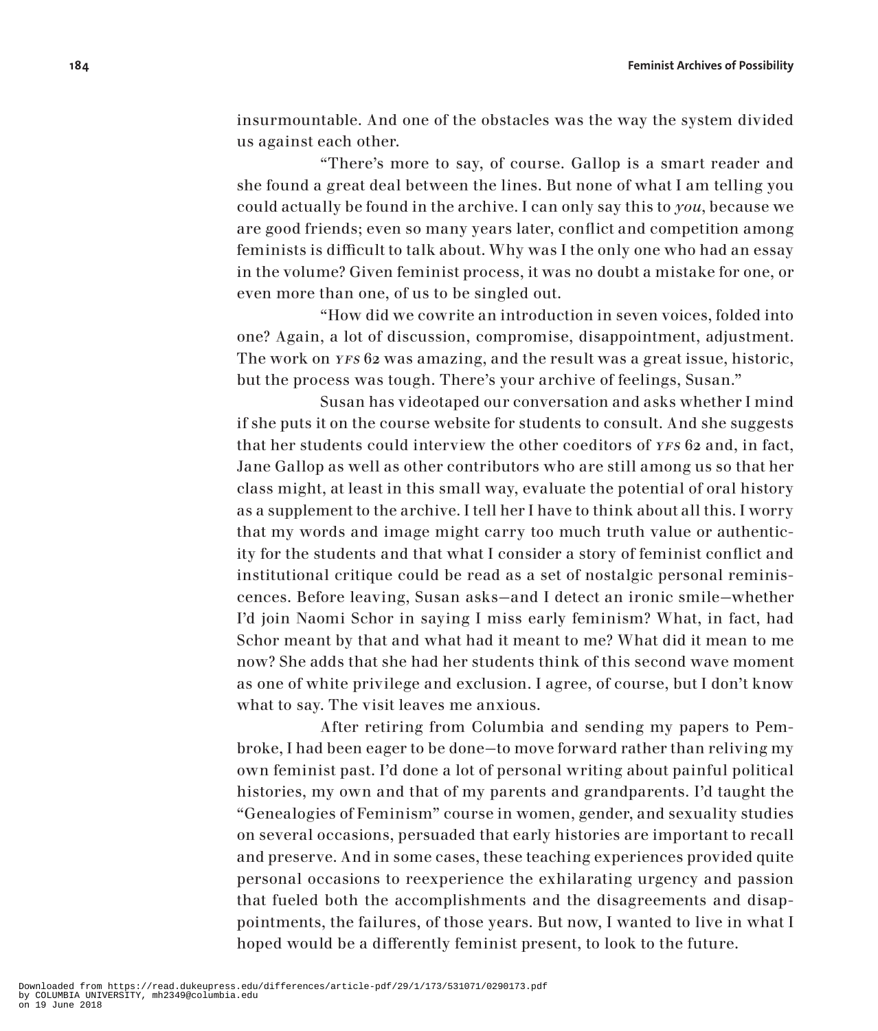insurmountable. And one of the obstacles was the way the system divided us against each other.

"There's more to say, of course. Gallop is a smart reader and she found a great deal between the lines. But none of what I am telling you could actually be found in the archive. I can only say this to *you*, because we are good friends; even so many years later, conflict and competition among feminists is difficult to talk about. Why was I the only one who had an essay in the volume? Given feminist process, it was no doubt a mistake for one, or even more than one, of us to be singled out.

"How did we cowrite an introduction in seven voices, folded into one? Again, a lot of discussion, compromise, disappointment, adjustment. The work on *YFS* 62 was amazing, and the result was a great issue, historic, but the process was tough. There's your archive of feelings, Susan."

Susan has videotaped our conversation and asks whether I mind if she puts it on the course website for students to consult. And she suggests that her students could interview the other coeditors of *YFS* 62 and, in fact, Jane Gallop as well as other contributors who are still among us so that her class might, at least in this small way, evaluate the potential of oral history as a supplement to the archive. I tell her I have to think about all this. I worry that my words and image might carry too much truth value or authenticity for the students and that what I consider a story of feminist conflict and institutional critique could be read as a set of nostalgic personal reminiscences. Before leaving, Susan asks—and I detect an ironic smile—whether I'd join Naomi Schor in saying I miss early feminism? What, in fact, had Schor meant by that and what had it meant to me? What did it mean to me now? She adds that she had her students think of this second wave moment as one of white privilege and exclusion. I agree, of course, but I don't know what to say. The visit leaves me anxious.

After retiring from Columbia and sending my papers to Pembroke, I had been eager to be done—to move forward rather than reliving my own feminist past. I'd done a lot of personal writing about painful political histories, my own and that of my parents and grandparents. I'd taught the "Genealogies of Feminism" course in women, gender, and sexuality studies on several occasions, persuaded that early histories are important to recall and preserve. And in some cases, these teaching experiences provided quite personal occasions to reexperience the exhilarating urgency and passion that fueled both the accomplishments and the disagreements and disappointments, the failures, of those years. But now, I wanted to live in what I hoped would be a differently feminist present, to look to the future.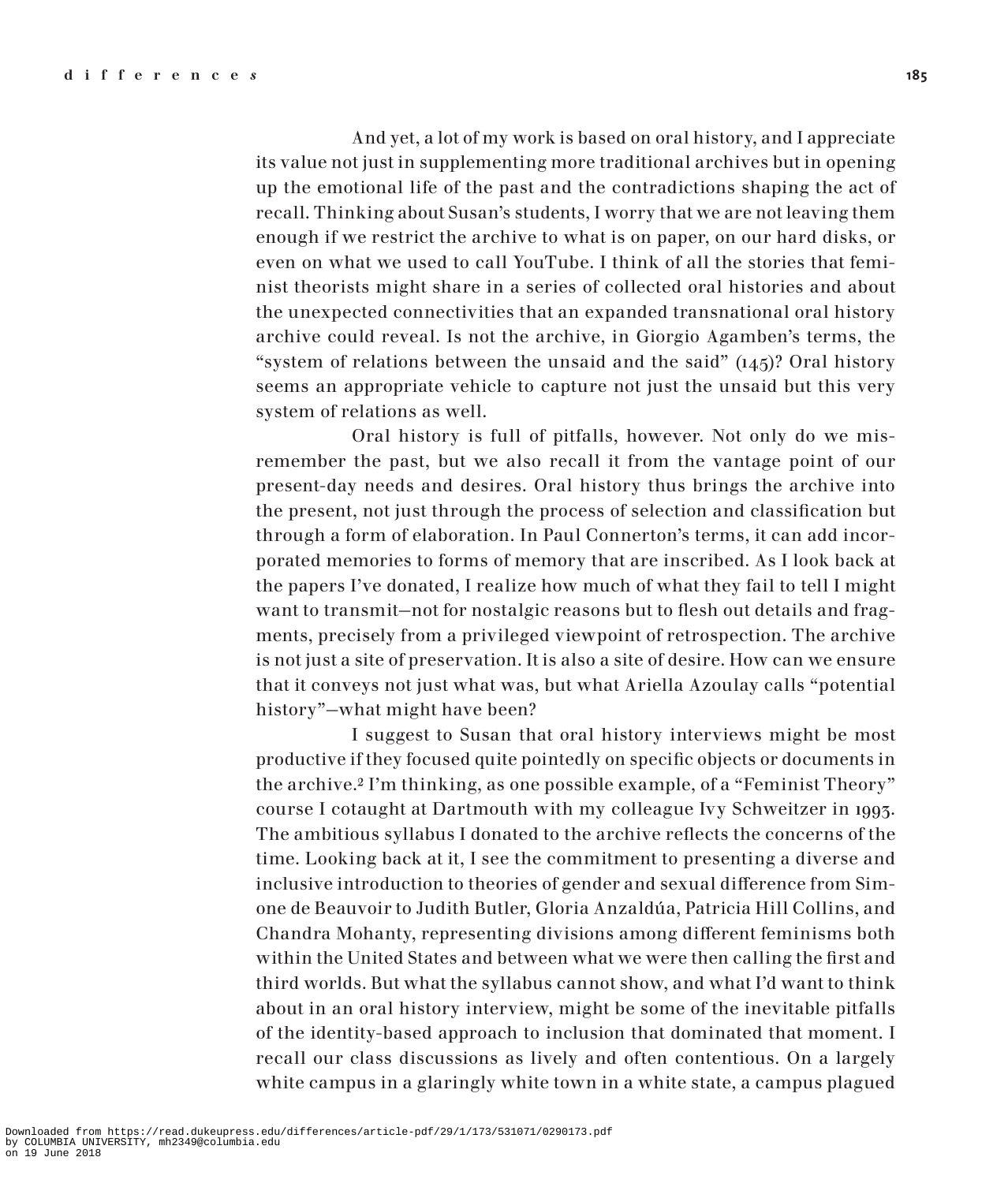And yet, a lot of my work is based on oral history, and I appreciate its value not just in supplementing more traditional archives but in opening up the emotional life of the past and the contradictions shaping the act of recall. Thinking about Susan's students, I worry that we are not leaving them enough if we restrict the archive to what is on paper, on our hard disks, or even on what we used to call YouTube. I think of all the stories that feminist theorists might share in a series of collected oral histories and about the unexpected connectivities that an expanded transnational oral history archive could reveal. Is not the archive, in Giorgio Agamben's terms, the "system of relations between the unsaid and the said" (145)? Oral history seems an appropriate vehicle to capture not just the unsaid but this very system of relations as well.

Oral history is full of pitfalls, however. Not only do we misremember the past, but we also recall it from the vantage point of our present-day needs and desires. Oral history thus brings the archive into the present, not just through the process of selection and classification but through a form of elaboration. In Paul Connerton's terms, it can add incorporated memories to forms of memory that are inscribed. As I look back at the papers I've donated, I realize how much of what they fail to tell I might want to transmit—not for nostalgic reasons but to flesh out details and fragments, precisely from a privileged viewpoint of retrospection. The archive is not just a site of preservation. It is also a site of desire. How can we ensure that it conveys not just what was, but what Ariella Azoulay calls "potential history"—what might have been?

I suggest to Susan that oral history interviews might be most productive if they focused quite pointedly on specific objects or documents in the archive.[2] I'm thinking, as one possible example, of a "Feminist Theory" course I cotaught at Dartmouth with my colleague Ivy Schweitzer in 1993. The ambitious syllabus I donated to the archive reflects the concerns of the time. Looking back at it, I see the commitment to presenting a diverse and inclusive introduction to theories of gender and sexual difference from Simone de Beauvoir to Judith Butler, Gloria Anzaldúa, Patricia Hill Collins, and Chandra Mohanty, representing divisions among different feminisms both within the United States and between what we were then calling the first and third worlds. But what the syllabus cannot show, and what I'd want to think about in an oral history interview, might be some of the inevitable pitfalls of the identity-based approach to inclusion that dominated that moment. I recall our class discussions as lively and often contentious. On a largely white campus in a glaringly white town in a white state, a campus plagued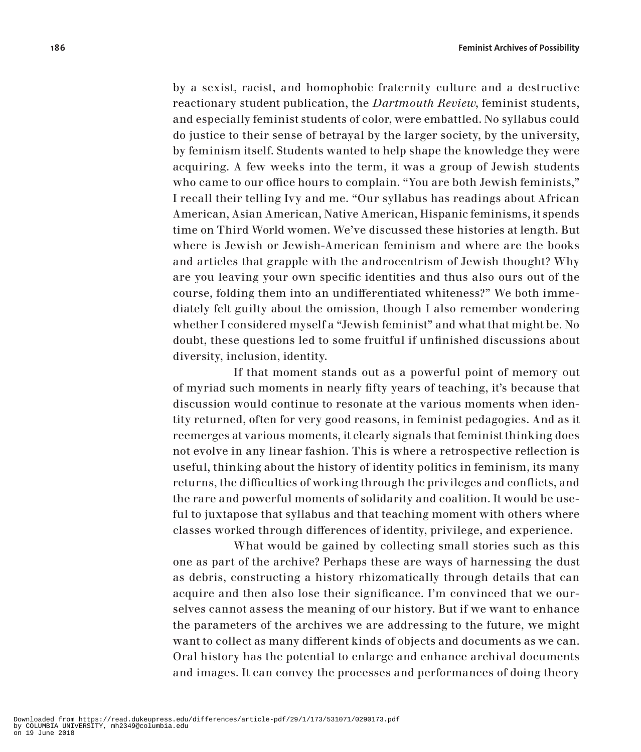by a sexist, racist, and homophobic fraternity culture and a destructive reactionary student publication, the *Dartmouth Review*, feminist students, and especially feminist students of color, were embattled. No syllabus could do justice to their sense of betrayal by the larger society, by the university, by feminism itself. Students wanted to help shape the knowledge they were acquiring. A few weeks into the term, it was a group of Jewish students who came to our office hours to complain. "You are both Jewish feminists," I recall their telling Ivy and me. "Our syllabus has readings about African American, Asian American, Native American, Hispanic feminisms, it spends time on Third World women. We've discussed these histories at length. But where is Jewish or Jewish-American feminism and where are the books and articles that grapple with the androcentrism of Jewish thought? Why are you leaving your own specific identities and thus also ours out of the course, folding them into an undifferentiated whiteness?" We both immediately felt guilty about the omission, though I also remember wondering whether I considered myself a "Jewish feminist" and what that might be. No doubt, these questions led to some fruitful if unfinished discussions about diversity, inclusion, identity.

If that moment stands out as a powerful point of memory out of myriad such moments in nearly fifty years of teaching, it's because that discussion would continue to resonate at the various moments when identity returned, often for very good reasons, in feminist pedagogies. And as it reemerges at various moments, it clearly signals that feminist thinking does not evolve in any linear fashion. This is where a retrospective reflection is useful, thinking about the history of identity politics in feminism, its many returns, the difficulties of working through the privileges and conflicts, and the rare and powerful moments of solidarity and coalition. It would be useful to juxtapose that syllabus and that teaching moment with others where classes worked through differences of identity, privilege, and experience.

What would be gained by collecting small stories such as this one as part of the archive? Perhaps these are ways of harnessing the dust as debris, constructing a history rhizomatically through details that can acquire and then also lose their significance. I'm convinced that we ourselves cannot assess the meaning of our history. But if we want to enhance the parameters of the archives we are addressing to the future, we might want to collect as many different kinds of objects and documents as we can. Oral history has the potential to enlarge and enhance archival documents and images. It can convey the processes and performances of doing theory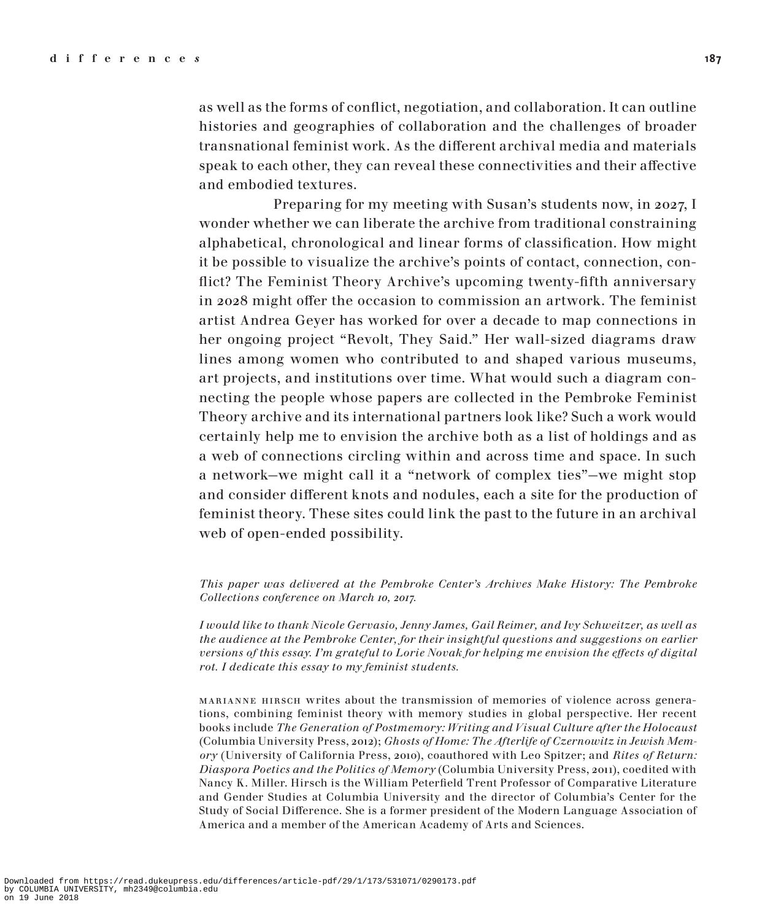as well as the forms of conflict, negotiation, and collaboration. It can outline histories and geographies of collaboration and the challenges of broader transnational feminist work. As the different archival media and materials speak to each other, they can reveal these connectivities and their affective and embodied textures.

Preparing for my meeting with Susan's students now, in 2027, I wonder whether we can liberate the archive from traditional constraining alphabetical, chronological and linear forms of classification. How might it be possible to visualize the archive's points of contact, connection, conflict? The Feminist Theory Archive's upcoming twenty-fifth anniversary in 2028 might offer the occasion to commission an artwork. The feminist artist Andrea Geyer has worked for over a decade to map connections in her ongoing project "Revolt, They Said." Her wall-sized diagrams draw lines among women who contributed to and shaped various museums, art projects, and institutions over time. What would such a diagram connecting the people whose papers are collected in the Pembroke Feminist Theory archive and its international partners look like? Such a work would certainly help me to envision the archive both as a list of holdings and as a web of connections circling within and across time and space. In such a network—we might call it a "network of complex ties"—we might stop and consider different knots and nodules, each a site for the production of feminist theory. These sites could link the past to the future in an archival web of open-ended possibility.

*This paper was delivered at the Pembroke Center's Archives Make History: The Pembroke Collections conference on March 10, 2017.*

*I would like to thank Nicole Gervasio, Jenny James, Gail Reimer, and Ivy Schweitzer, as well as the audience at the Pembroke Center, for their insightful questions and suggestions on earlier versions of this essay. I'm grateful to Lorie Novak for helping me envision the effects of digital rot. I dedicate this essay to my feminist students.*

MARIANNE HIRSCH writes about the transmission of memories of violence across generations, combining feminist theory with memory studies in global perspective. Her recent books include *The Generation of Postmemory: Writing and Visual Culture after the Holocaust* (Columbia University Press, 2012); *Ghosts of Home: The Afterlife of Czernowitz in Jewish Memory* (University of California Press, 2010), coauthored with Leo Spitzer; and *Rites of Return: Diaspora Poetics and the Politics of Memory* (Columbia University Press, 2011), coedited with Nancy K. Miller. Hirsch is the William Peterfield Trent Professor of Comparative Literature and Gender Studies at Columbia University and the director of Columbia's Center for the Study of Social Difference. She is a former president of the Modern Language Association of America and a member of the American Academy of Arts and Sciences.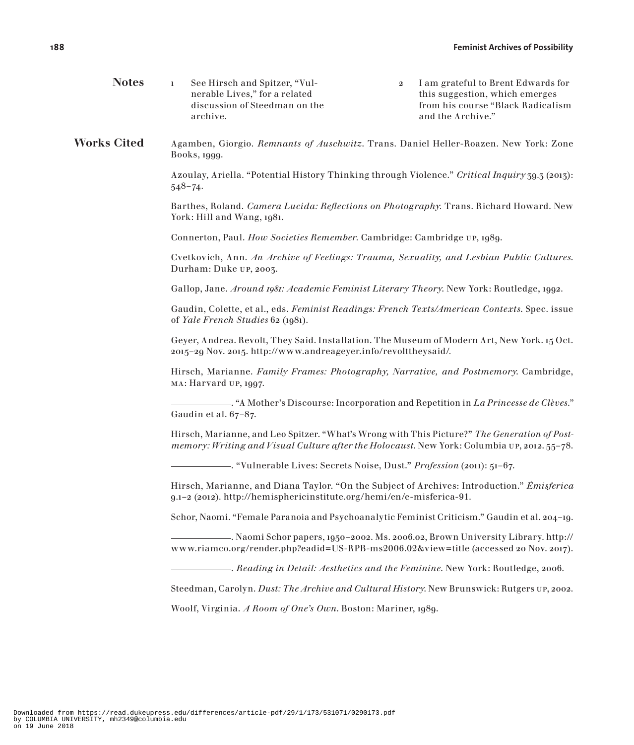## Notes

1. See Hirsch and Spitzer, "Vulnerable Lives," for a related discussion of Steedman on the archive.

2. I am grateful to Brent Edwards for this suggestion, which emerges from his course "Black Radicalism and the Archive."

## Works Cited

Agamben, Giorgio. *Remnants of Auschwitz*. Trans. Daniel Heller-Roazen. New York: Zone Books, 1999.

Azoulay, Ariella. "Potential History Thinking through Violence." *Critical Inquiry* 39.3 (2013): 548–74.

Barthes, Roland. *Camera Lucida: Reflections on Photography*. Trans. Richard Howard. New York: Hill and Wang, 1981.

Connerton, Paul. *How Societies Remember*. Cambridge: Cambridge UP, 1989.

Cvetkovich, Ann. *An Archive of Feelings: Trauma, Sexuality, and Lesbian Public Cultures*. Durham: Duke UP, 2003.

Gallop, Jane. *Around 1981: Academic Feminist Literary Theory*. New York: Routledge, 1992.

Gaudin, Colette, et al., eds. *Feminist Readings: French Texts/American Contexts*. Spec. issue of *Yale French Studies* 62 (1981).

Geyer, Andrea. Revolt, They Said. Installation. The Museum of Modern Art, New York. 15 Oct. 2015–29 Nov. 2015. http://www.andreageyer.info/revolttheysaid/.

Hirsch, Marianne. *Family Frames: Photography, Narrative, and Postmemory*. Cambridge, MA: Harvard UP, 1997.

———. "A Mother's Discourse: Incorporation and Repetition in *La Princesse de Clèves*." Gaudin et al. 67–87.

Hirsch, Marianne, and Leo Spitzer. "What's Wrong with This Picture?" *The Generation of Postmemory: Writing and Visual Culture after the Holocaust*. New York: Columbia UP, 2012. 55–78.

———. "Vulnerable Lives: Secrets Noise, Dust." *Profession* (2011): 51–67.

Hirsch, Marianne, and Diana Taylor. "On the Subject of Archives: Introduction." *Émisferica* 9.1–2 (2012). http://hemisphericinstitute.org/hemi/en/e-misferica-91.

Schor, Naomi. "Female Paranoia and Psychoanalytic Feminist Criticism." Gaudin et al. 204–19.

———. Naomi Schor papers, 1950–2002. Ms. 2006.02, Brown University Library. http://www.riamco.org/render.php?eadid=US-RPB-ms2006.02&view=title (accessed 20 Nov. 2017).

———. *Reading in Detail: Aesthetics and the Feminine*. New York: Routledge, 2006.

Steedman, Carolyn. *Dust: The Archive and Cultural History*. New Brunswick: Rutgers UP, 2002.

Woolf, Virginia. *A Room of One's Own*. Boston: Mariner, 1989.